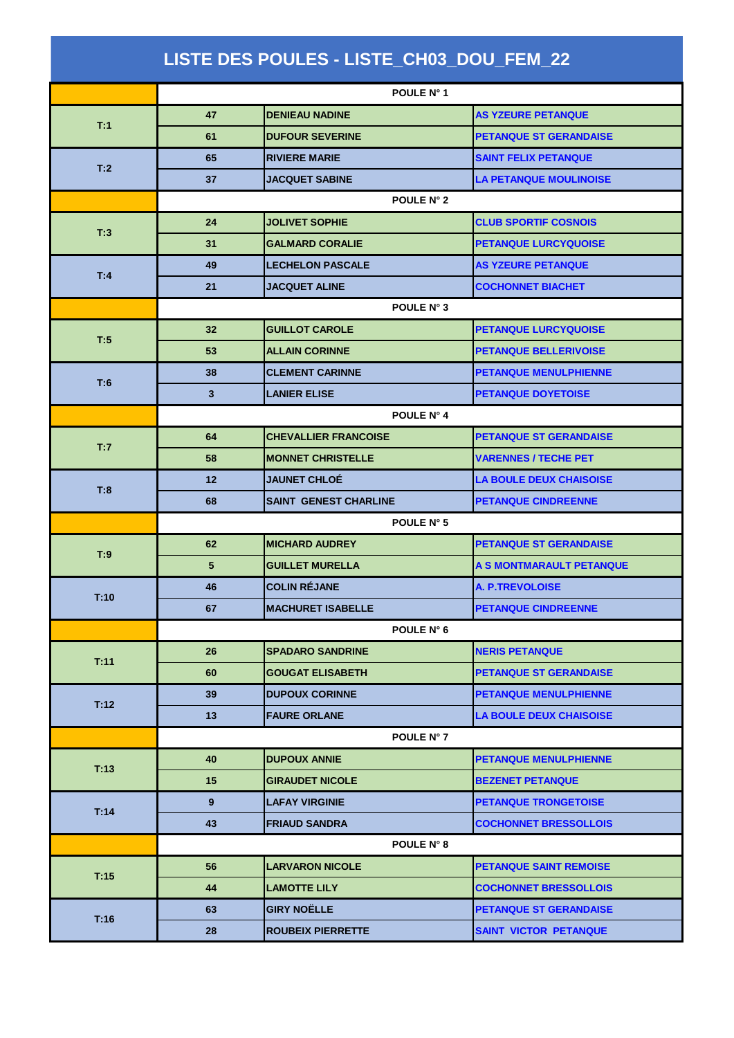# LISTE DES POULES - LISTE_CH03_DOU_FEM_22

| | | | |
|---|---|---|---|
| | POULE N° 1 | | |
| T:1 | 47 | DENIEAU NADINE | AS YZEURE PETANQUE |
| | 61 | DUFOUR SEVERINE | PETANQUE ST GERANDAISE |
| T:2 | 65 | RIVIERE MARIE | SAINT FELIX PETANQUE |
| | 37 | JACQUET SABINE | LA PETANQUE MOULINOISE |
| | POULE N° 2 | | |
| T:3 | 24 | JOLIVET SOPHIE | CLUB SPORTIF COSNOIS |
| | 31 | GALMARD CORALIE | PETANQUE LURCYQUOISE |
| T:4 | 49 | LECHELON PASCALE | AS YZEURE PETANQUE |
| | 21 | JACQUET ALINE | COCHONNET BIACHET |
| | POULE N° 3 | | |
| T:5 | 32 | GUILLOT CAROLE | PETANQUE LURCYQUOISE |
| | 53 | ALLAIN CORINNE | PETANQUE BELLERIVOISE |
| T:6 | 38 | CLEMENT CARINNE | PETANQUE MENULPHIENNE |
| | 3 | LANIER ELISE | PETANQUE DOYETOISE |
| | POULE N° 4 | | |
| T:7 | 64 | CHEVALLIER FRANCOISE | PETANQUE ST GERANDAISE |
| | 58 | MONNET CHRISTELLE | VARENNES / TECHE PET |
| T:8 | 12 | JAUNET CHLOÉ | LA BOULE DEUX CHAISOISE |
| | 68 | SAINT GENEST CHARLINE | PETANQUE CINDREENNE |
| | POULE N° 5 | | |
| T:9 | 62 | MICHARD AUDREY | PETANQUE ST GERANDAISE |
| | 5 | GUILLET MURELLA | A S MONTMARAULT PETANQUE |
| T:10 | 46 | COLIN RÉJANE | A. P.TREVOLOISE |
| | 67 | MACHURET ISABELLE | PETANQUE CINDREENNE |
| | POULE N° 6 | | |
| T:11 | 26 | SPADARO SANDRINE | NERIS PETANQUE |
| | 60 | GOUGAT ELISABETH | PETANQUE ST GERANDAISE |
| T:12 | 39 | DUPOUX CORINNE | PETANQUE MENULPHIENNE |
| | 13 | FAURE ORLANE | LA BOULE DEUX CHAISOISE |
| | POULE N° 7 | | |
| T:13 | 40 | DUPOUX ANNIE | PETANQUE MENULPHIENNE |
| | 15 | GIRAUDET NICOLE | BEZENET PETANQUE |
| T:14 | 9 | LAFAY VIRGINIE | PETANQUE TRONGETOISE |
| | 43 | FRIAUD SANDRA | COCHONNET BRESSOLLOIS |
| | POULE N° 8 | | |
| T:15 | 56 | LARVARON NICOLE | PETANQUE SAINT REMOISE |
| | 44 | LAMOTTE LILY | COCHONNET BRESSOLLOIS |
| T:16 | 63 | GIRY NOËLLE | PETANQUE ST GERANDAISE |
| | 28 | ROUBEIX PIERRETTE | SAINT VICTOR PETANQUE |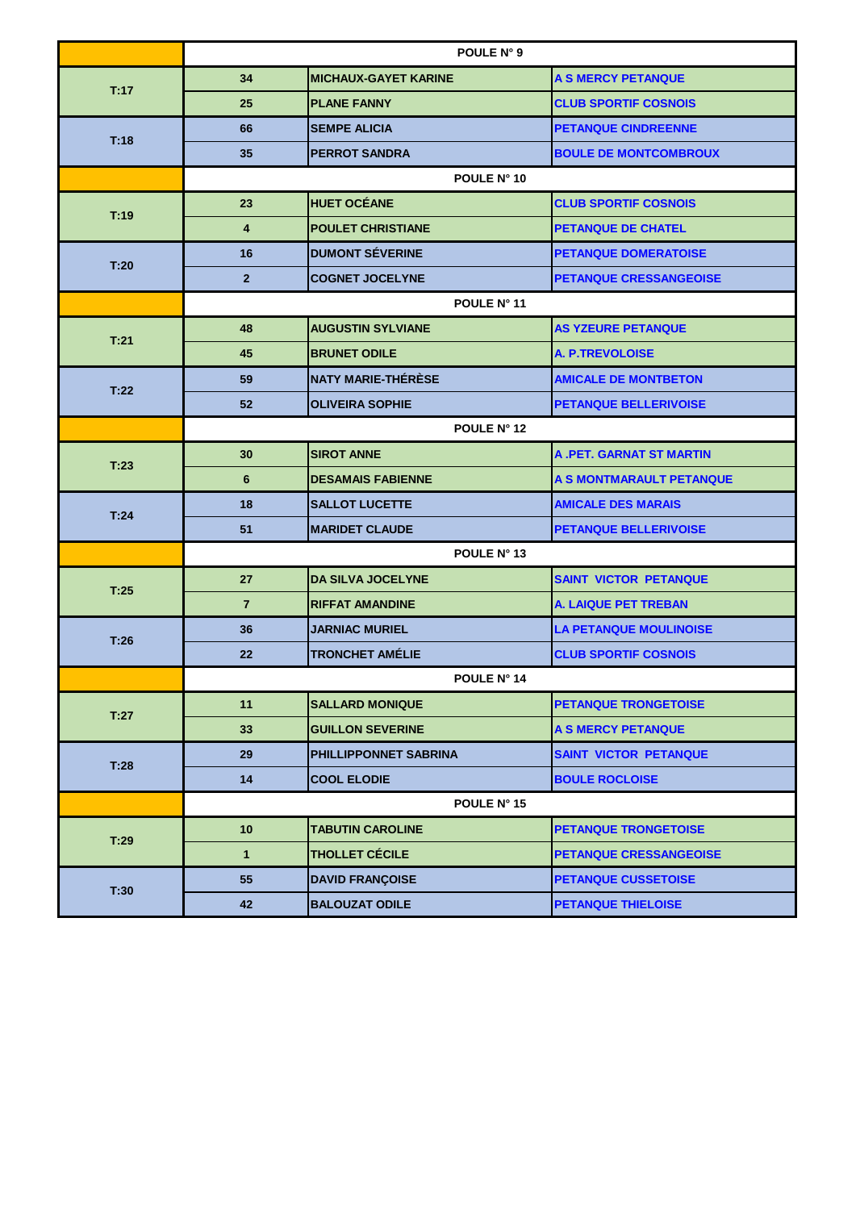| | | | |
|---|---|---|---|
| | **POULE N° 9** | | |
| **T:17** | **34** | **MICHAUX-GAYET KARINE** | **A S MERCY PETANQUE** |
| | **25** | **PLANE FANNY** | **CLUB SPORTIF COSNOIS** |
| **T:18** | **66** | **SEMPE ALICIA** | **PETANQUE CINDREENNE** |
| | **35** | **PERROT SANDRA** | **BOULE DE MONTCOMBROUX** |
| | **POULE N° 10** | | |
| **T:19** | **23** | **HUET OCÉANE** | **CLUB SPORTIF COSNOIS** |
| | **4** | **POULET CHRISTIANE** | **PETANQUE DE CHATEL** |
| **T:20** | **16** | **DUMONT SÉVERINE** | **PETANQUE DOMERATOISE** |
| | **2** | **COGNET JOCELYNE** | **PETANQUE CRESSANGEOISE** |
| | **POULE N° 11** | | |
| **T:21** | **48** | **AUGUSTIN SYLVIANE** | **AS YZEURE PETANQUE** |
| | **45** | **BRUNET ODILE** | **A. P.TREVOLOISE** |
| **T:22** | **59** | **NATY MARIE-THÉRÈSE** | **AMICALE DE MONTBETON** |
| | **52** | **OLIVEIRA SOPHIE** | **PETANQUE BELLERIVOISE** |
| | **POULE N° 12** | | |
| **T:23** | **30** | **SIROT ANNE** | **A .PET. GARNAT ST MARTIN** |
| | **6** | **DESAMAIS FABIENNE** | **A S MONTMARAULT PETANQUE** |
| **T:24** | **18** | **SALLOT LUCETTE** | **AMICALE DES MARAIS** |
| | **51** | **MARIDET CLAUDE** | **PETANQUE BELLERIVOISE** |
| | **POULE N° 13** | | |
| **T:25** | **27** | **DA SILVA JOCELYNE** | **SAINT VICTOR PETANQUE** |
| | **7** | **RIFFAT AMANDINE** | **A. LAIQUE PET TREBAN** |
| **T:26** | **36** | **JARNIAC MURIEL** | **LA PETANQUE MOULINOISE** |
| | **22** | **TRONCHET AMÉLIE** | **CLUB SPORTIF COSNOIS** |
| | **POULE N° 14** | | |
| **T:27** | **11** | **SALLARD MONIQUE** | **PETANQUE TRONGETOISE** |
| | **33** | **GUILLON SEVERINE** | **A S MERCY PETANQUE** |
| **T:28** | **29** | **PHILLIPPONNET SABRINA** | **SAINT VICTOR PETANQUE** |
| | **14** | **COOL ELODIE** | **BOULE ROCLOISE** |
| | **POULE N° 15** | | |
| **T:29** | **10** | **TABUTIN CAROLINE** | **PETANQUE TRONGETOISE** |
| | **1** | **THOLLET CÉCILE** | **PETANQUE CRESSANGEOISE** |
| **T:30** | **55** | **DAVID FRANÇOISE** | **PETANQUE CUSSETOISE** |
| | **42** | **BALOUZAT ODILE** | **PETANQUE THIELOISE** |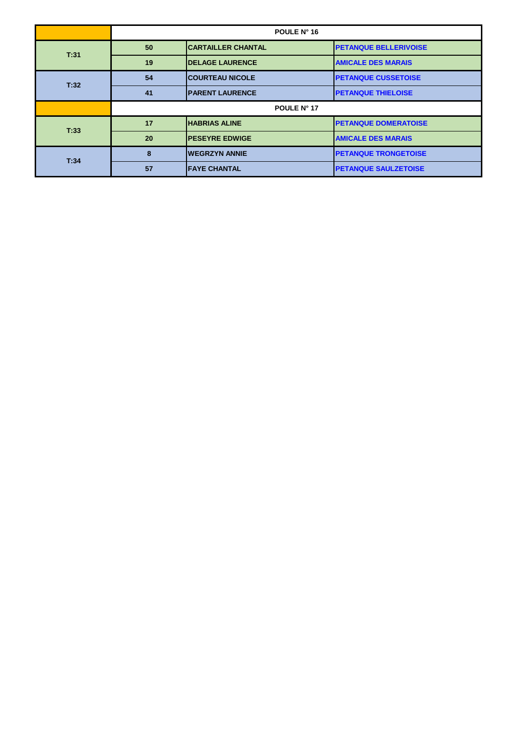| | POULE N° 16 | | |
|---|---|---|---|
| T:31 | 50 | CARTAILLER CHANTAL | PETANQUE BELLERIVOISE |
| | 19 | DELAGE LAURENCE | AMICALE DES MARAIS |
| T:32 | 54 | COURTEAU NICOLE | PETANQUE CUSSETOISE |
| | 41 | PARENT LAURENCE | PETANQUE THIELOISE |
| | POULE N° 17 | | |
| T:33 | 17 | HABRIAS ALINE | PETANQUE DOMERATOISE |
| | 20 | PESEYRE EDWIGE | AMICALE DES MARAIS |
| T:34 | 8 | WEGRZYN ANNIE | PETANQUE TRONGETOISE |
| | 57 | FAYE CHANTAL | PETANQUE SAULZETOISE |